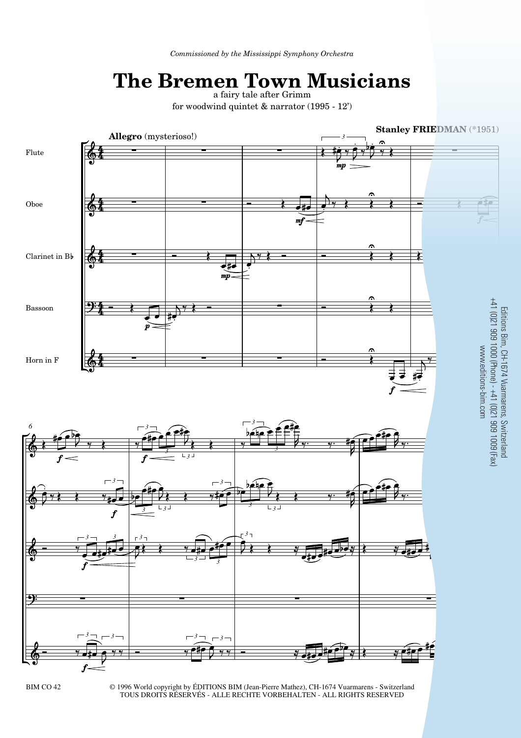*Commissioned by the Mississippi Symphony Orchestra*

# The Bremen Town Musicians

a fairy tale after Grimm

for woodwind quintet & narrator (1995 - 12')

**Stanley FRIEDMAN** (*1951)

**Allegro** (mysterioso!)

Flute

Oboe

Clarinet in B♭

Bassoon

Horn in F

Editions Bim, CH-1674 Vuarmarens, Switzerland
+41 (0)21 909 1000 (Phone) - +41 (0)21 909 1009 (Fax)
www.editions-bim.com

BIM CO 42

© 1996 World copyright by ÉDITIONS BIM (Jean-Pierre Mathez), CH-1674 Vuarmarens - Switzerland
TOUS DROITS RÉSERVÉS - ALLE RECHTE VORBEHALTEN - ALL RIGHTS RESERVED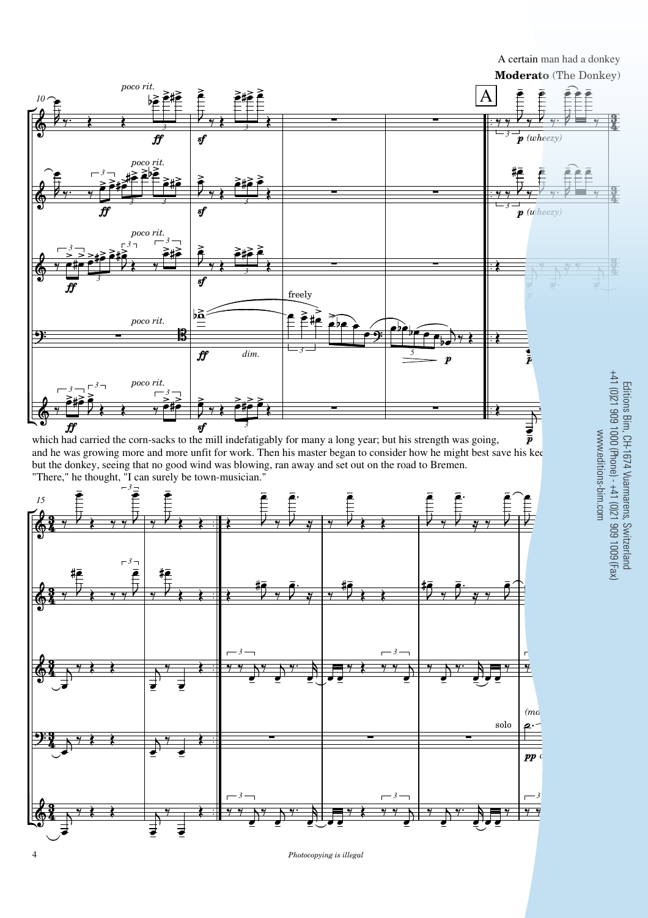A certain man had a donkey

**Moderato** (The Donkey)

which had carried the corn-sacks to the mill indefatigably for many a long year; but his strength was going, and he was growing more and more unfit for work. Then his master began to consider how he might best save his kee[p] but the donkey, seeing that no good wind was blowing, ran away and set out on the road to Bremen. "There," he thought, "I can surely be town-musician."

Editions Bim, CH-1674 Vuarmarens, Switzerland
+41 (0)21 909 1000 (Phone) - +41 (0)21 909 1009 (Fax)
www.editions-bim.com

*Photocopying is illegal*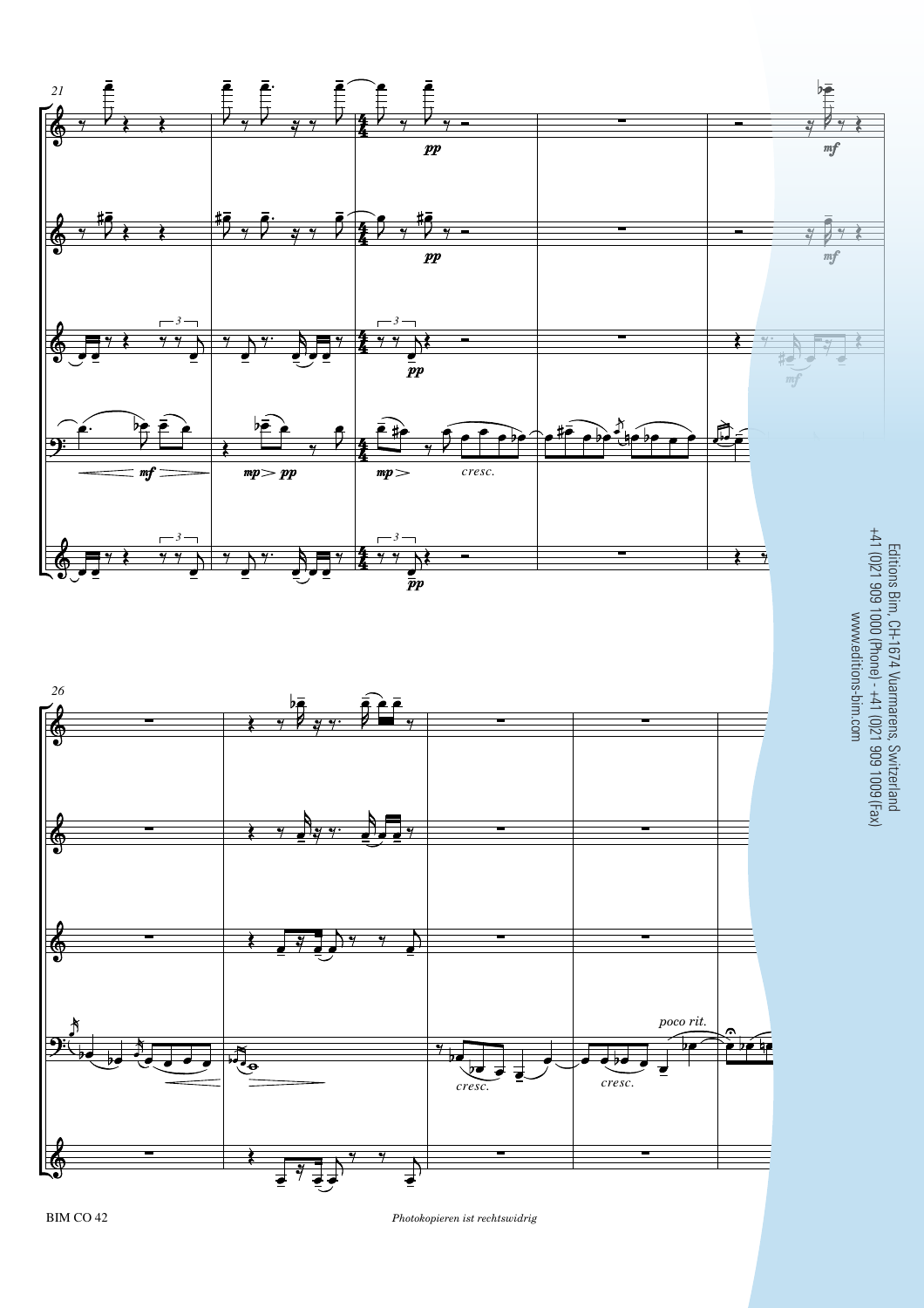Editions Bim, CH-1674 Vuarmarens, Switzerland
+41 (0)21 909 1000 (Phone) - +41 (0)21 909 1009 (Fax)
www.editions-bim.com

BIM CO 42

*Photokopieren ist rechtswidrig*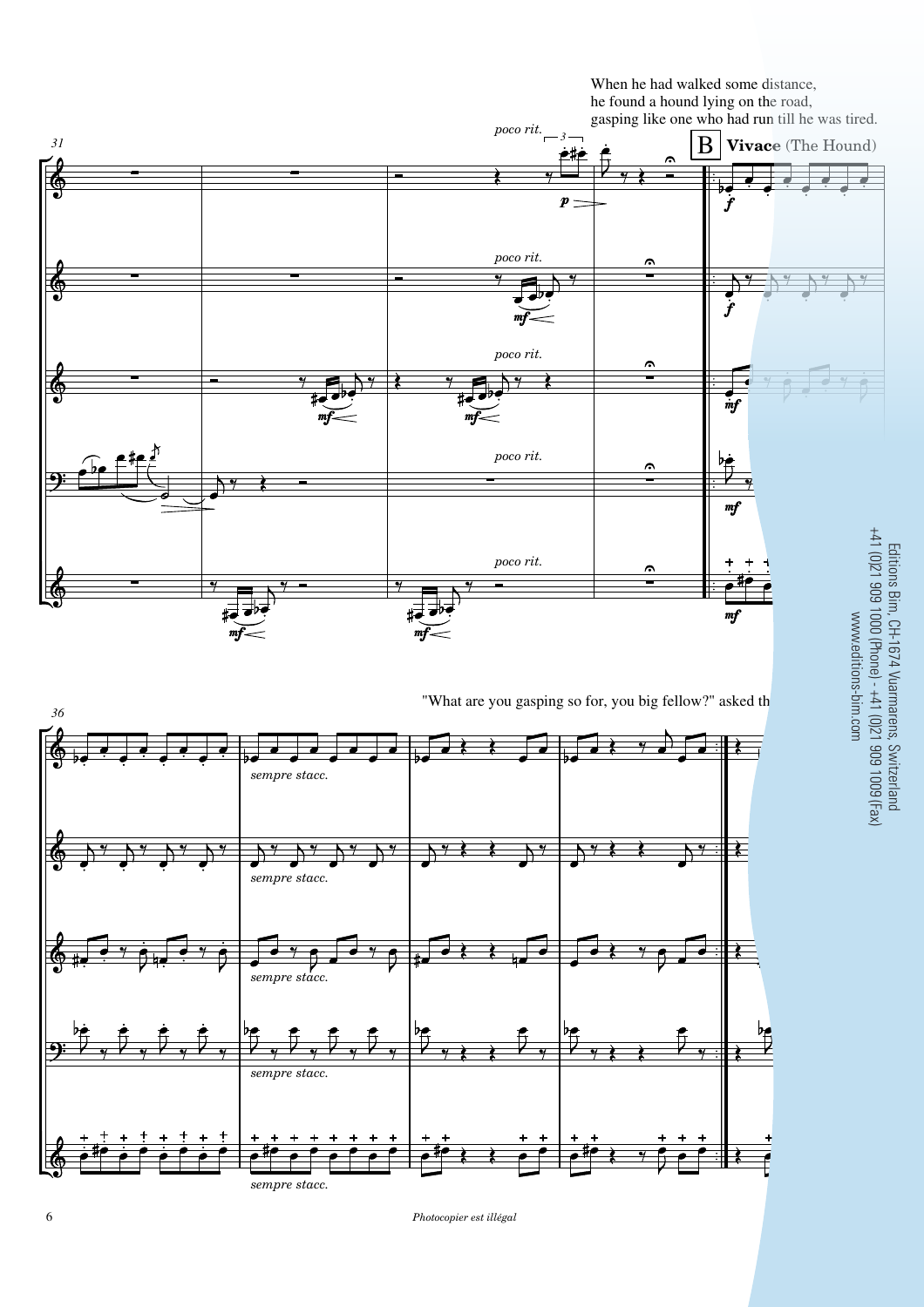When he had walked some distance,
he found a hound lying on the road,
gasping like one who had run till he was tired.

**B** **Vivace** (The Hound)

"What are you gasping so for, you big fellow?" asked th

Editions Bim, CH-1674 Vuarmarens, Switzerland
+41 (0)21 909 1000 (Phone) - +41 (0)21 909 1009 (Fax)
www.editions-bim.com

*Photocopier est illégal*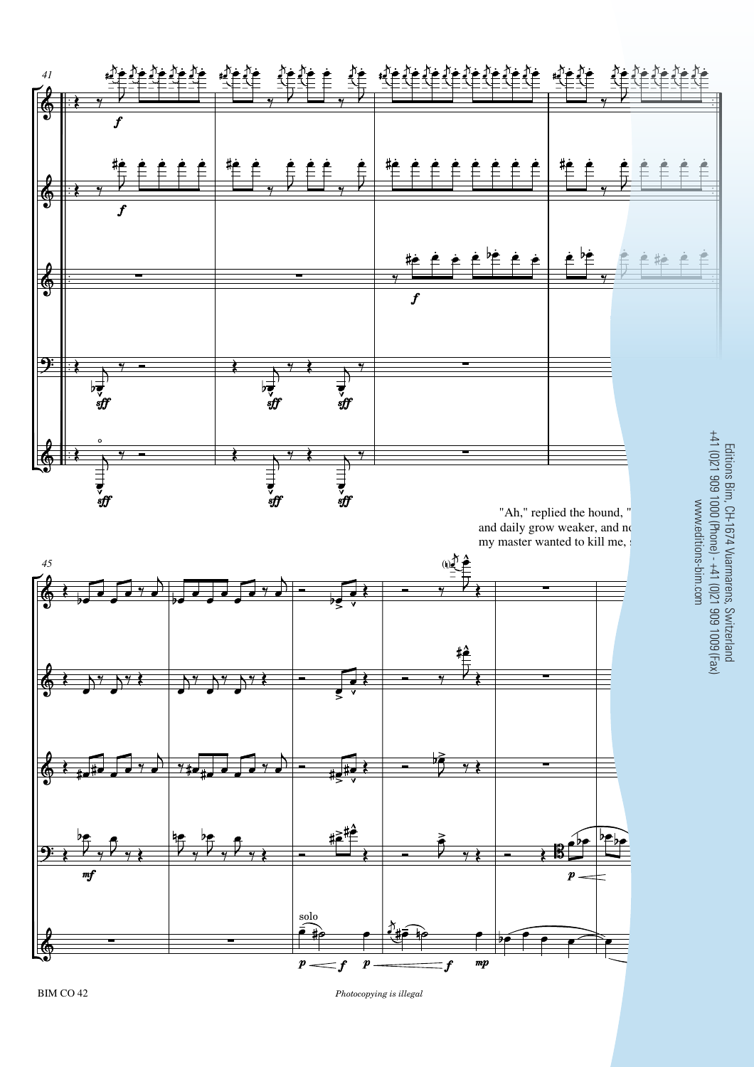"Ah," replied the hound, "
and daily grow weaker, and no
my master wanted to kill me, s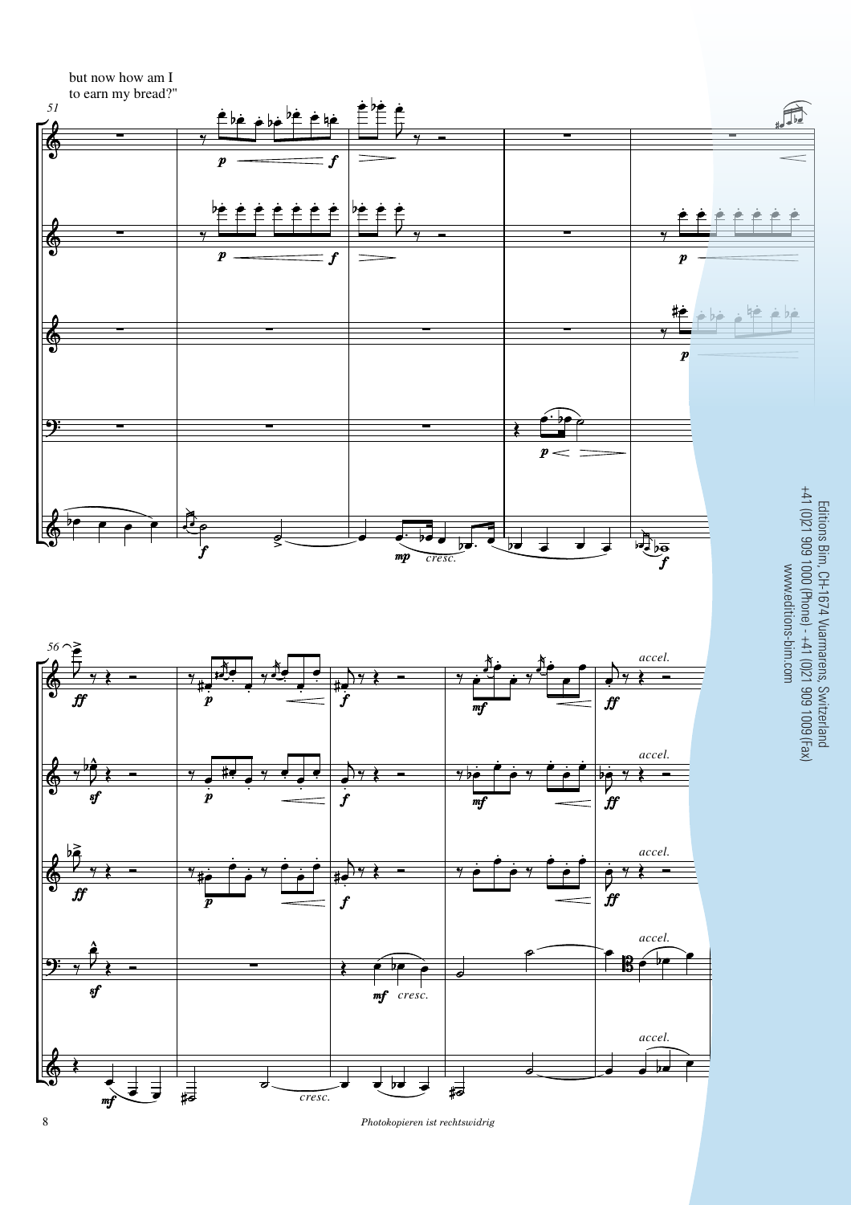but now how am I
to earn my bread?"

Editions Bim, CH-1674 Vuarmarens, Switzerland
+41 (0)21 909 1000 (Phone) - +41 (0)21 909 1009 (Fax)
www.editions-bim.com

*Photokopieren ist rechtswidrig*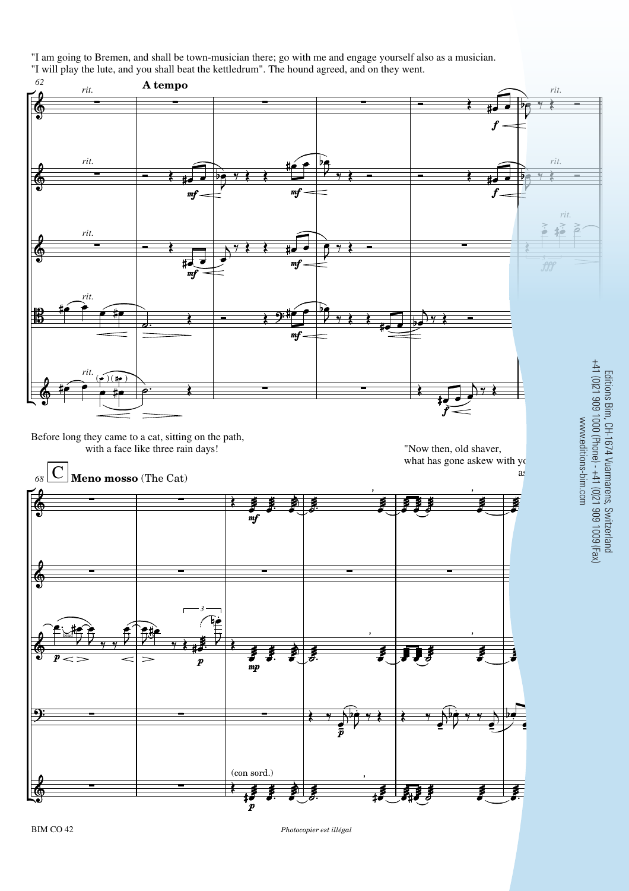"I am going to Bremen, and shall be town-musician there; go with me and engage yourself also as a musician.
"I will play the lute, and you shall beat the kettledrum". The hound agreed, and on they went.

Before long they came to a cat, sitting on the path,
with a face like three rain days!

"Now then, old shaver,
what has gone askew with yo

**C** **Meno mosso** (The Cat)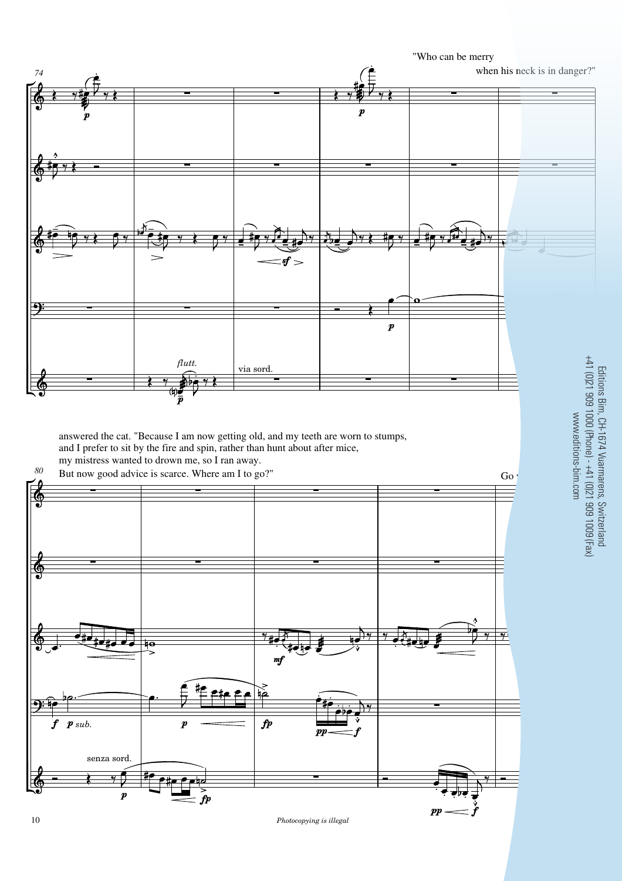"Who can be merry

when his neck is in danger?"

answered the cat. "Because I am now getting old, and my teeth are worn to stumps,
and I prefer to sit by the fire and spin, rather than hunt about after mice,
my mistress wanted to drown me, so I ran away.
But now good advice is scarce. Where am I to go?"

Go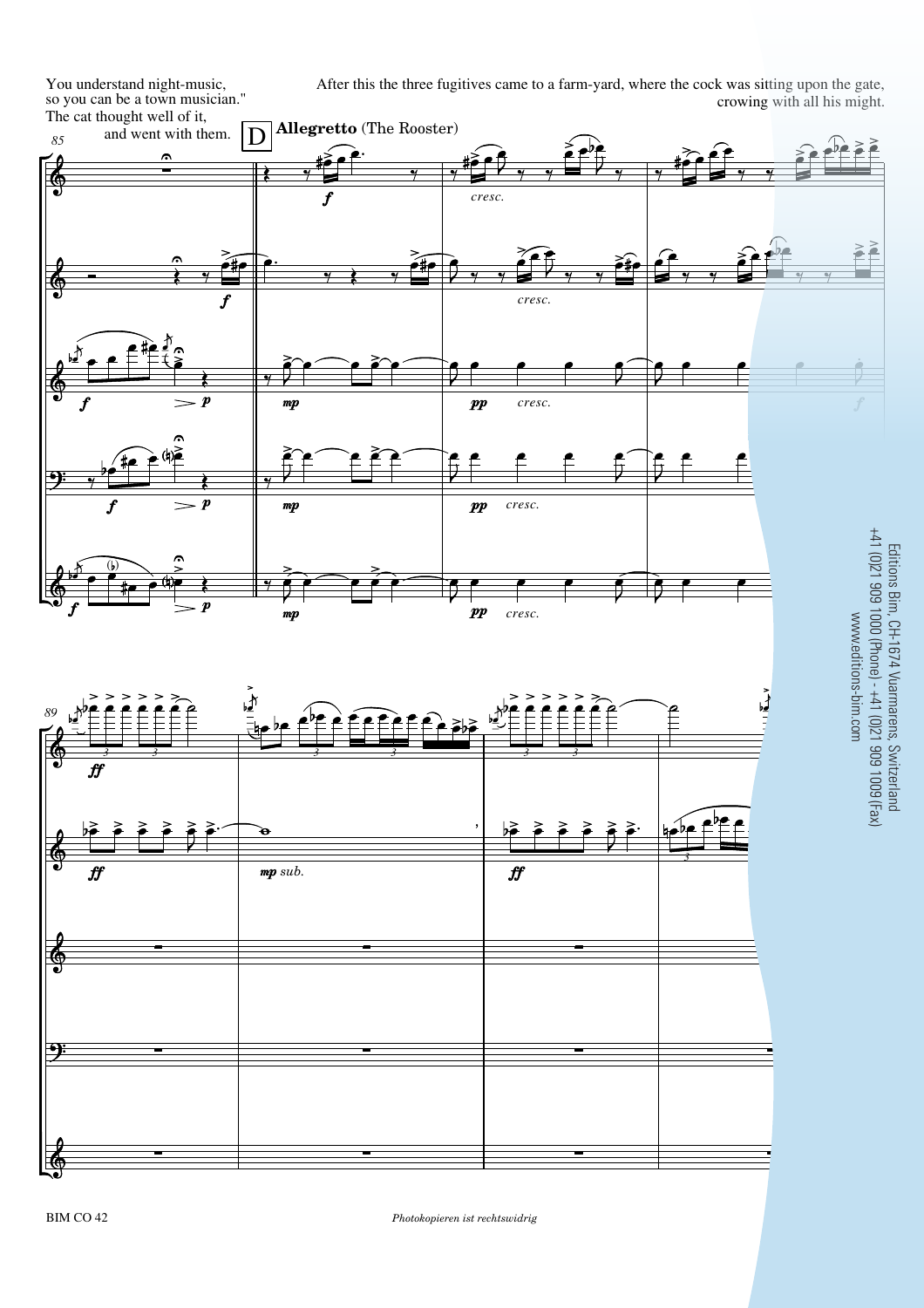You understand night-music,
so you can be a town musician."
The cat thought well of it,
and went with them.

After this the three fugitives came to a farm-yard, where the cock was sitting upon the gate,
crowing with all his might.

D **Allegretto** (The Rooster)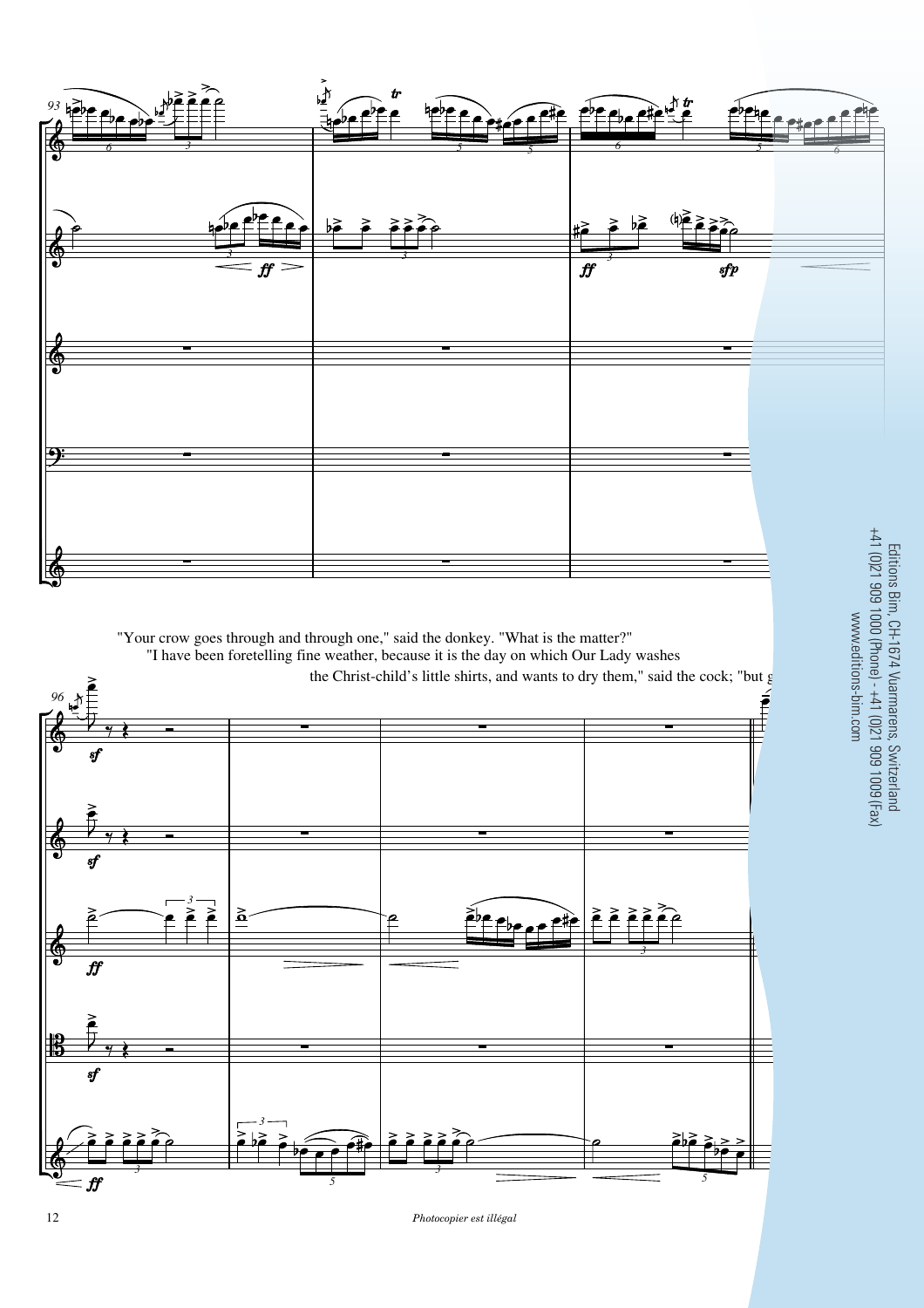"Your crow goes through and through one," said the donkey. "What is the matter?"

"I have been foretelling fine weather, because it is the day on which Our Lady washes

the Christ-child's little shirts, and wants to dry them," said the cock; "but g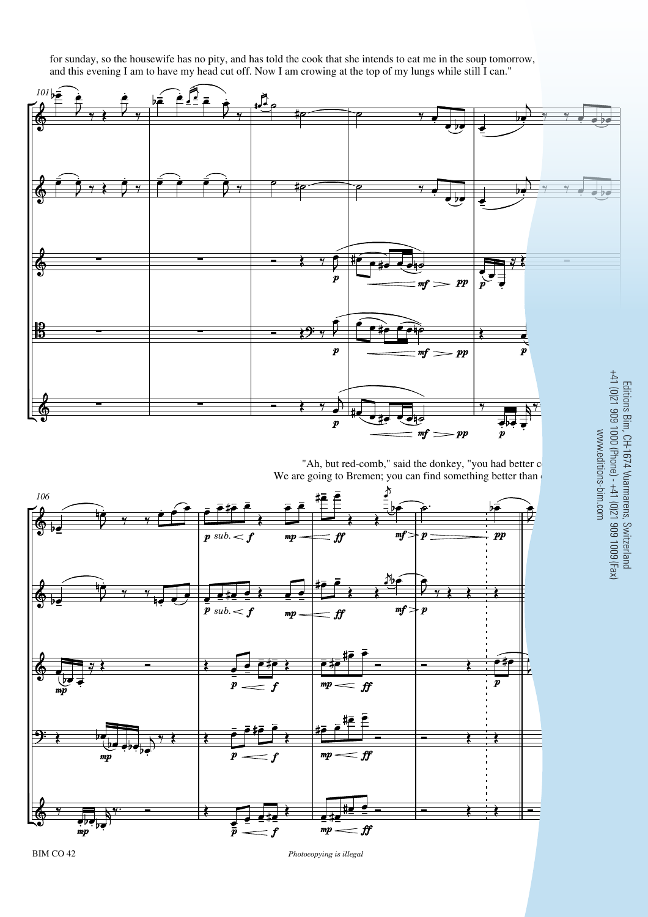for sunday, so the housewife has no pity, and has told the cook that she intends to eat me in the soup tomorrow, and this evening I am to have my head cut off. Now I am crowing at the top of my lungs while still I can."

"Ah, but red-comb," said the donkey, "you had better c
We are going to Bremen; you can find something better than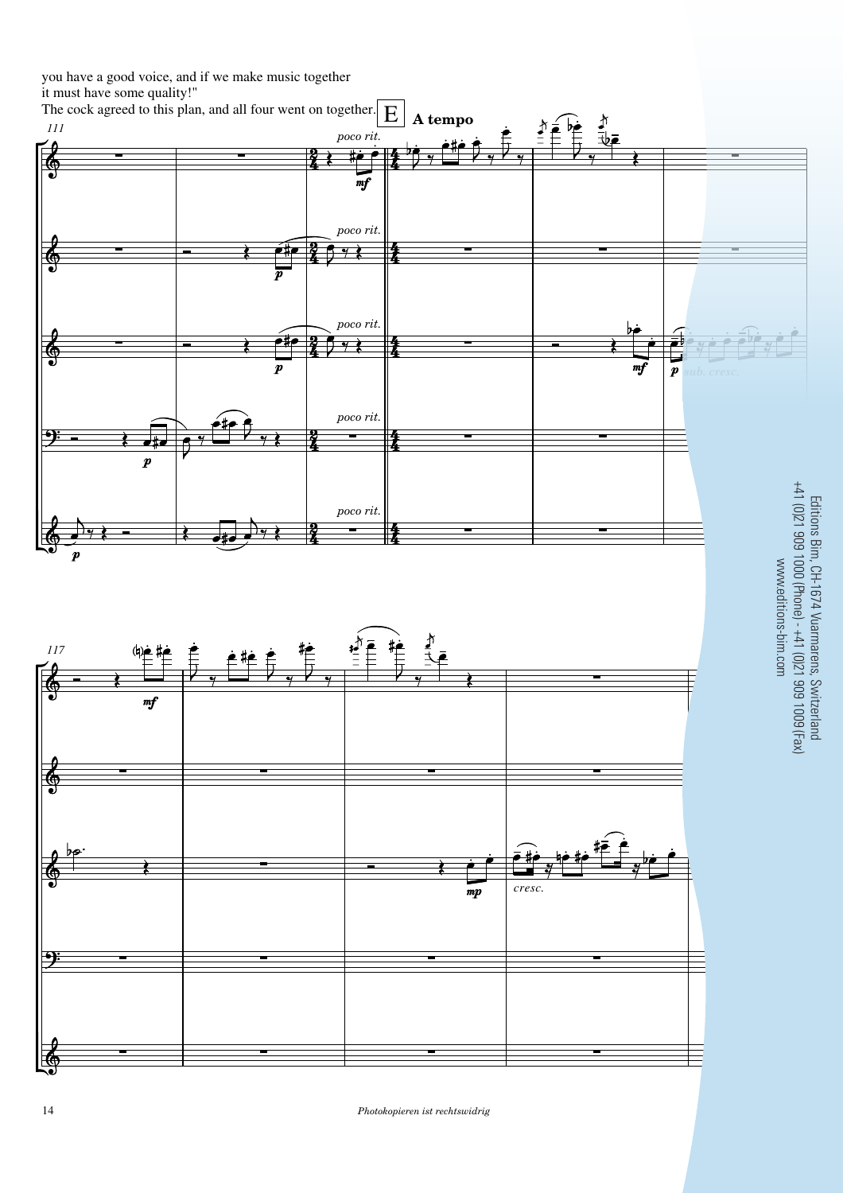you have a good voice, and if we make music together
it must have some quality!"
The cock agreed to this plan, and all four went on together.